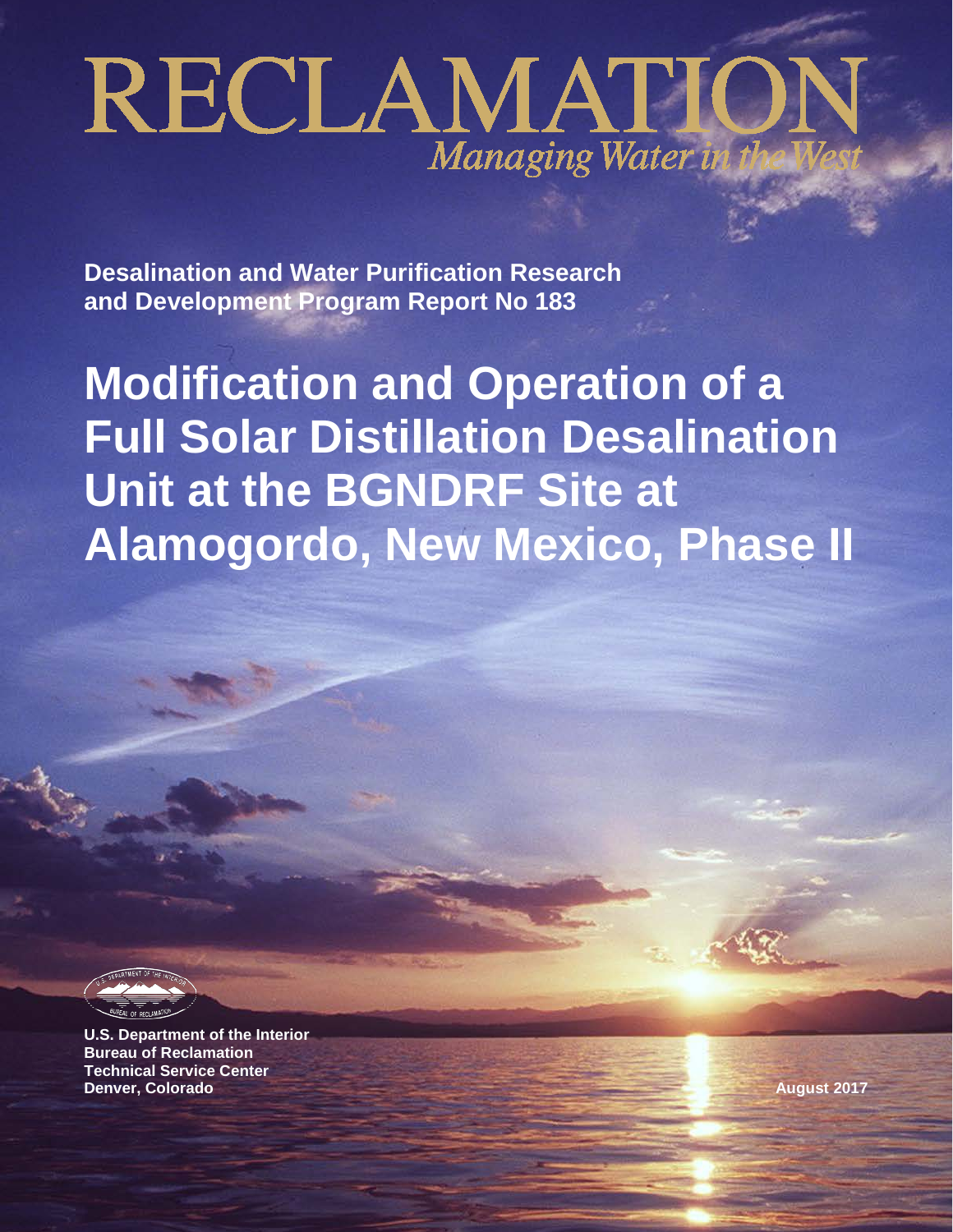# RECLAMATION

*Managing Water in the West*

**Desalination and Water Purification Research and Development Program Report No 183**

# Modification and Operation of a Full Solar Distillation Desalination Unit at the BGNDRF Site at Alamogordo, New Mexico, Phase II

**U.S. Department of the Interior**
**Bureau of Reclamation**
**Technical Service Center**
**Denver, Colorado**

**August 2017**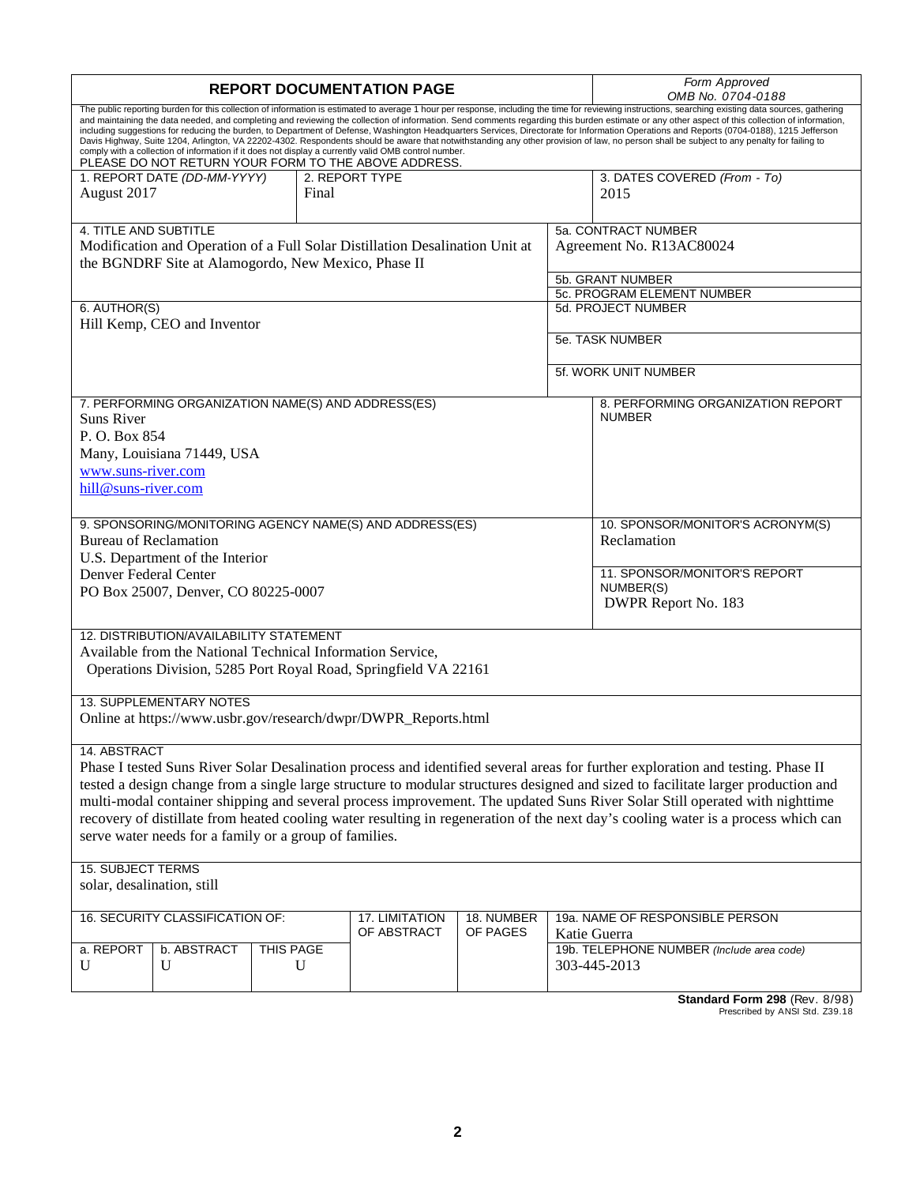# REPORT DOCUMENTATION PAGE

*Form Approved*
*OMB No. 0704-0188*

The public reporting burden for this collection of information is estimated to average 1 hour per response, including the time for reviewing instructions, searching existing data sources, gathering and maintaining the data needed, and completing and reviewing the collection of information. Send comments regarding this burden estimate or any other aspect of this collection of information, including suggestions for reducing the burden, to Department of Defense, Washington Headquarters Services, Directorate for Information Operations and Reports (0704-0188), 1215 Jefferson Davis Highway, Suite 1204, Arlington, VA 22202-4302. Respondents should be aware that notwithstanding any other provision of law, no person shall be subject to any penalty for failing to comply with a collection of information if it does not display a currently valid OMB control number.
PLEASE DO NOT RETURN YOUR FORM TO THE ABOVE ADDRESS.

| 1. REPORT DATE *(DD-MM-YYYY)* | 2. REPORT TYPE | 3. DATES COVERED *(From - To)* |
|---|---|---|
| August 2017 | Final | 2015 |

**4. TITLE AND SUBTITLE**
Modification and Operation of a Full Solar Distillation Desalination Unit at the BGNDRF Site at Alamogordo, New Mexico, Phase II

**5a. CONTRACT NUMBER**
Agreement No. R13AC80024

**5b. GRANT NUMBER**

**5c. PROGRAM ELEMENT NUMBER**

**6. AUTHOR(S)**
Hill Kemp, CEO and Inventor

**5d. PROJECT NUMBER**

**5e. TASK NUMBER**

**5f. WORK UNIT NUMBER**

**7. PERFORMING ORGANIZATION NAME(S) AND ADDRESS(ES)**
Suns River
P. O. Box 854
Many, Louisiana 71449, USA
www.suns-river.com
hill@suns-river.com

**8. PERFORMING ORGANIZATION REPORT NUMBER**

**9. SPONSORING/MONITORING AGENCY NAME(S) AND ADDRESS(ES)**
Bureau of Reclamation
U.S. Department of the Interior
Denver Federal Center
PO Box 25007, Denver, CO 80225-0007

**10. SPONSOR/MONITOR'S ACRONYM(S)**
Reclamation

**11. SPONSOR/MONITOR'S REPORT NUMBER(S)**
DWPR Report No. 183

**12. DISTRIBUTION/AVAILABILITY STATEMENT**
Available from the National Technical Information Service,
Operations Division, 5285 Port Royal Road, Springfield VA 22161

**13. SUPPLEMENTARY NOTES**
Online at https://www.usbr.gov/research/dwpr/DWPR_Reports.html

**14. ABSTRACT**
Phase I tested Suns River Solar Desalination process and identified several areas for further exploration and testing. Phase II tested a design change from a single large structure to modular structures designed and sized to facilitate larger production and multi-modal container shipping and several process improvement. The updated Suns River Solar Still operated with nighttime recovery of distillate from heated cooling water resulting in regeneration of the next day's cooling water is a process which can serve water needs for a family or a group of families.

**15. SUBJECT TERMS**
solar, desalination, still

| 16. SECURITY CLASSIFICATION OF: | | | 17. LIMITATION OF ABSTRACT | 18. NUMBER OF PAGES | 19a. NAME OF RESPONSIBLE PERSON |
|---|---|---|---|---|---|
| | | | | | Katie Guerra |
| a. REPORT | b. ABSTRACT | THIS PAGE | | | 19b. TELEPHONE NUMBER *(Include area code)* |
| U | U | U | | | 303-445-2013 |

**Standard Form 298** (Rev. 8/98)
Prescribed by ANSI Std. Z39.18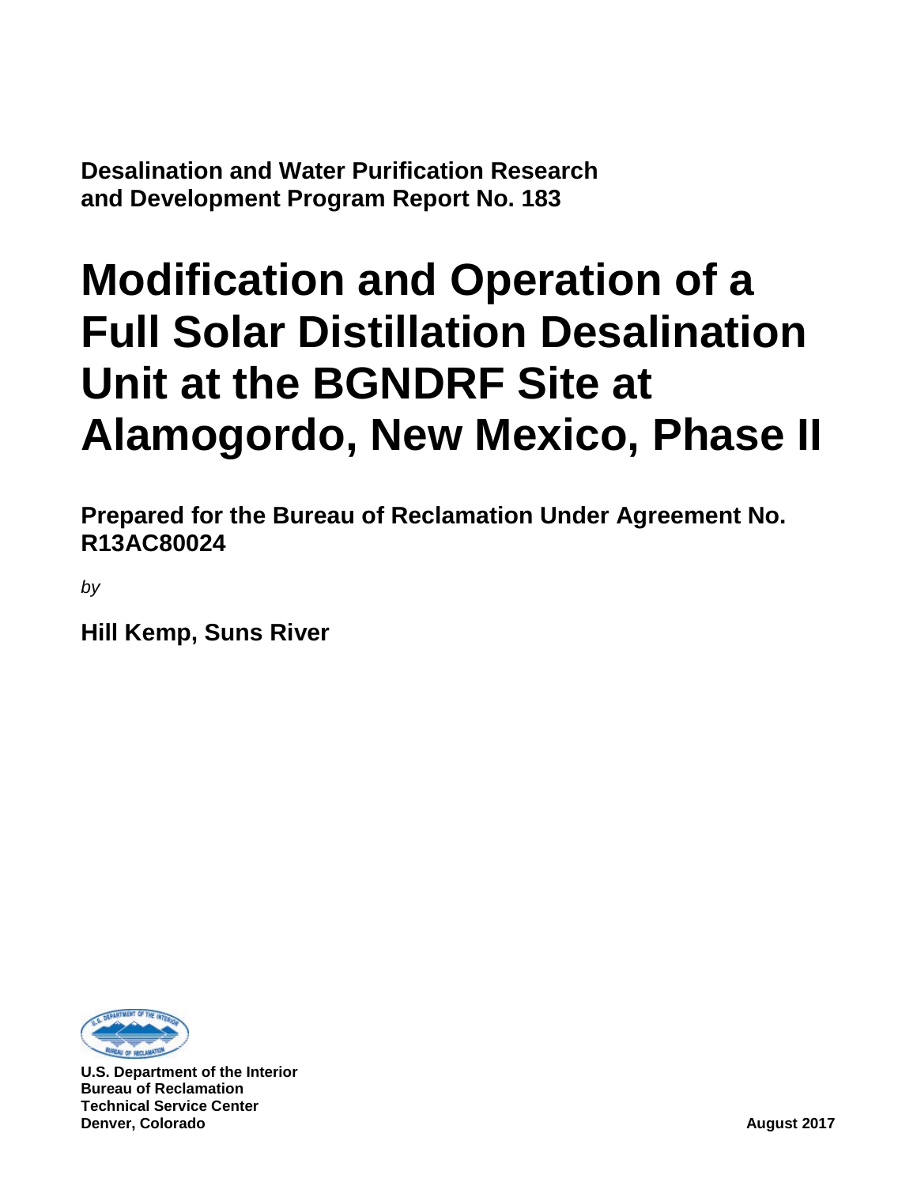**Desalination and Water Purification Research and Development Program Report No. 183**

# Modification and Operation of a Full Solar Distillation Desalination Unit at the BGNDRF Site at Alamogordo, New Mexico, Phase II

**Prepared for the Bureau of Reclamation Under Agreement No. R13AC80024**

*by*

**Hill Kemp, Suns River**

**U.S. Department of the Interior**
**Bureau of Reclamation**
**Technical Service Center**
**Denver, Colorado**

**August 2017**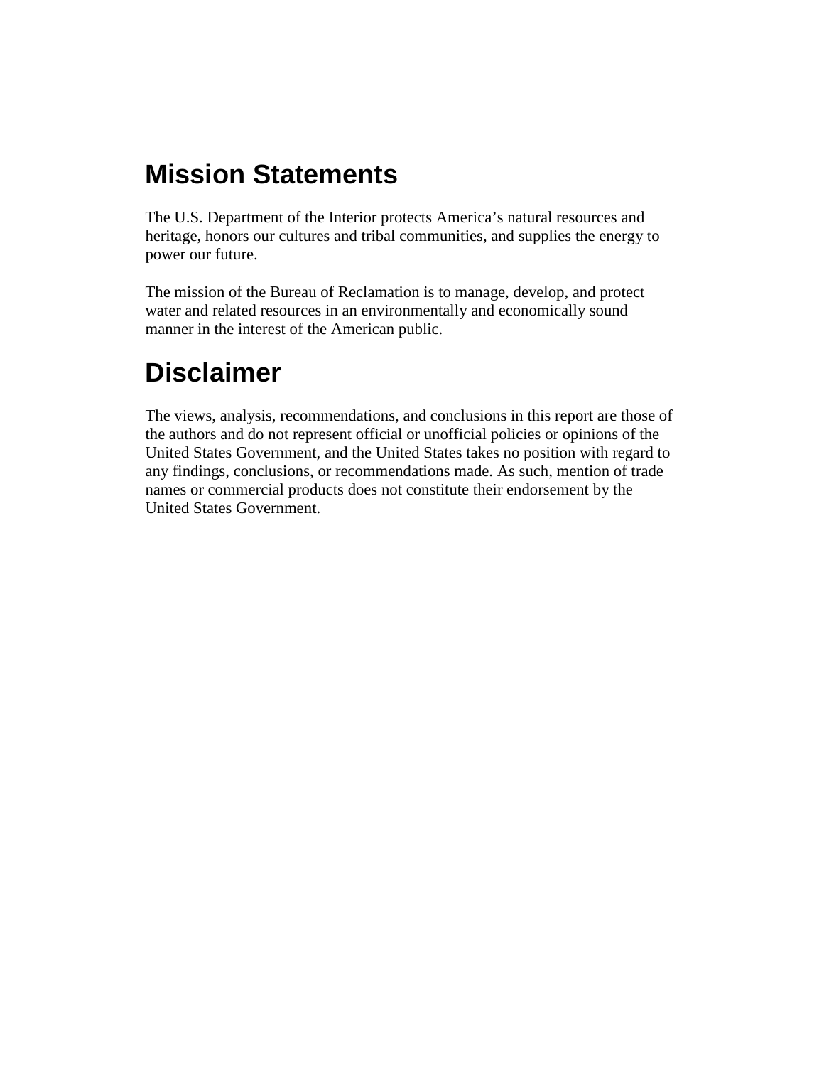# Mission Statements

The U.S. Department of the Interior protects America's natural resources and heritage, honors our cultures and tribal communities, and supplies the energy to power our future.

The mission of the Bureau of Reclamation is to manage, develop, and protect water and related resources in an environmentally and economically sound manner in the interest of the American public.

# Disclaimer

The views, analysis, recommendations, and conclusions in this report are those of the authors and do not represent official or unofficial policies or opinions of the United States Government, and the United States takes no position with regard to any findings, conclusions, or recommendations made. As such, mention of trade names or commercial products does not constitute their endorsement by the United States Government.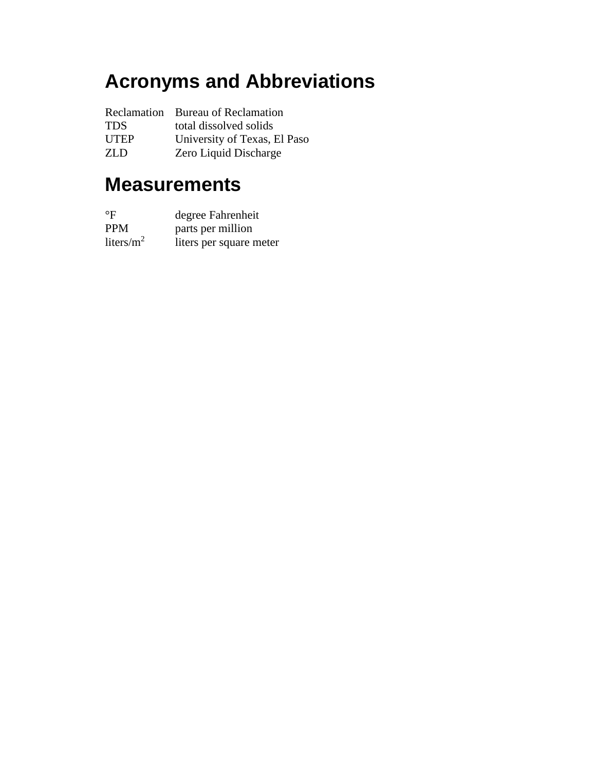# Acronyms and Abbreviations

| | |
|---|---|
| Reclamation | Bureau of Reclamation |
| TDS | total dissolved solids |
| UTEP | University of Texas, El Paso |
| ZLD | Zero Liquid Discharge |

# Measurements

| | |
|---|---|
| °F | degree Fahrenheit |
| PPM | parts per million |
| liters/$m^2$ | liters per square meter |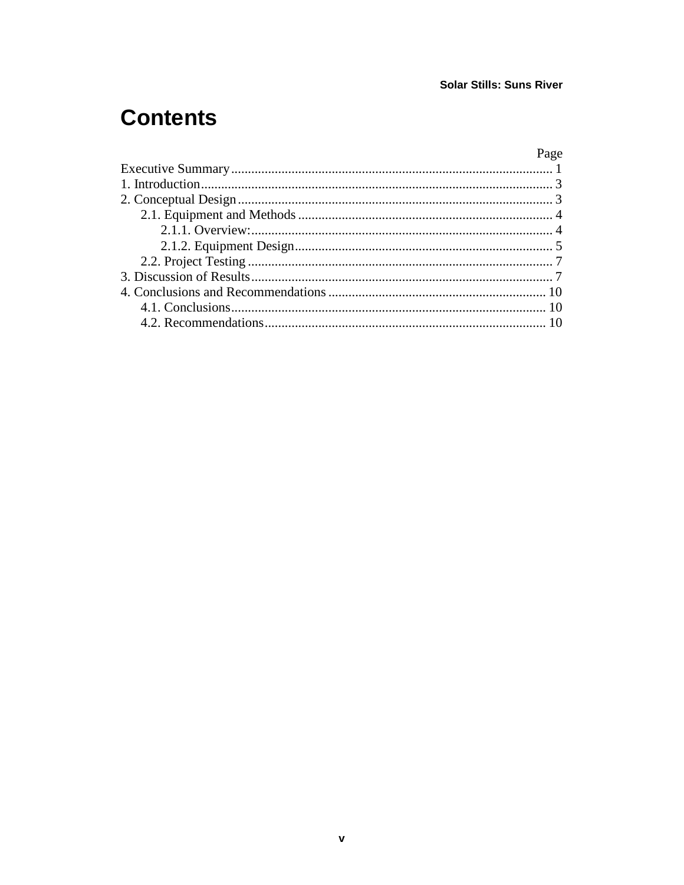# Contents

| | Page |
|---|---|
| Executive Summary | 1 |
| 1. Introduction | 3 |
| 2. Conceptual Design | 3 |
| 2.1. Equipment and Methods | 4 |
| 2.1.1. Overview: | 4 |
| 2.1.2. Equipment Design | 5 |
| 2.2. Project Testing | 7 |
| 3. Discussion of Results | 7 |
| 4. Conclusions and Recommendations | 10 |
| 4.1. Conclusions | 10 |
| 4.2. Recommendations | 10 |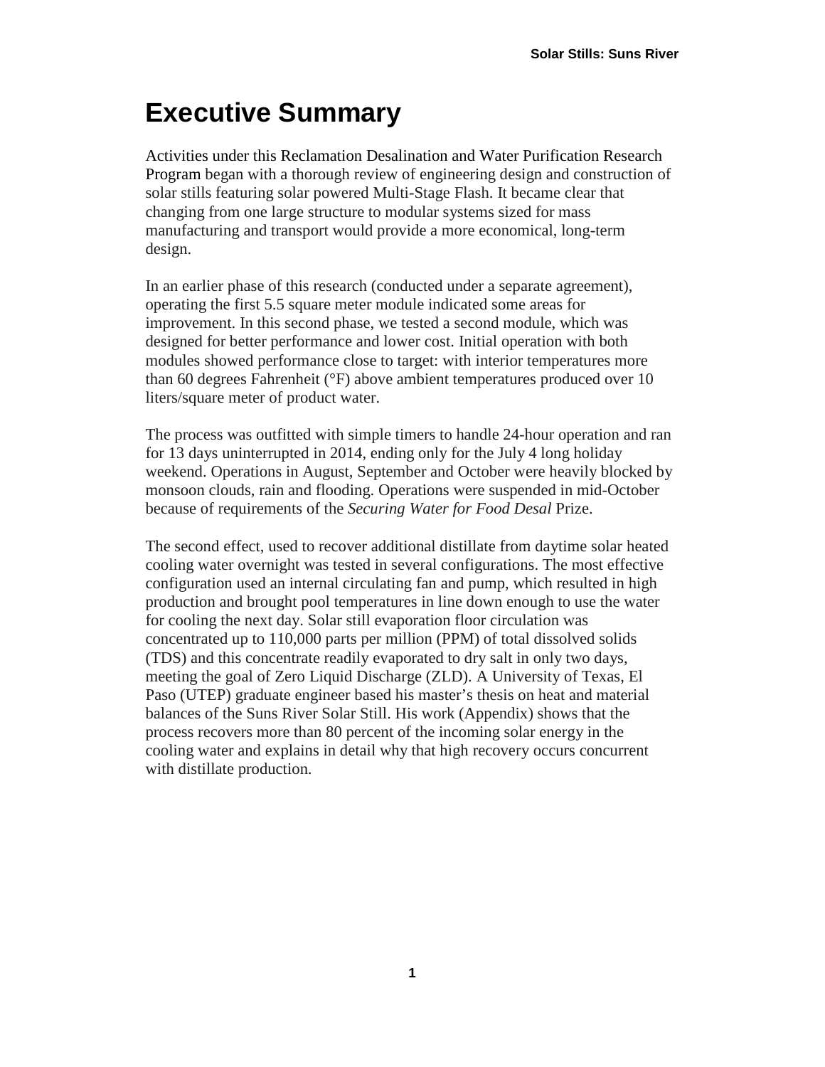# Executive Summary

Activities under this Reclamation Desalination and Water Purification Research Program began with a thorough review of engineering design and construction of solar stills featuring solar powered Multi-Stage Flash. It became clear that changing from one large structure to modular systems sized for mass manufacturing and transport would provide a more economical, long-term design.

In an earlier phase of this research (conducted under a separate agreement), operating the first 5.5 square meter module indicated some areas for improvement. In this second phase, we tested a second module, which was designed for better performance and lower cost. Initial operation with both modules showed performance close to target: with interior temperatures more than 60 degrees Fahrenheit (°F) above ambient temperatures produced over 10 liters/square meter of product water.

The process was outfitted with simple timers to handle 24-hour operation and ran for 13 days uninterrupted in 2014, ending only for the July 4 long holiday weekend. Operations in August, September and October were heavily blocked by monsoon clouds, rain and flooding. Operations were suspended in mid-October because of requirements of the *Securing Water for Food Desal* Prize.

The second effect, used to recover additional distillate from daytime solar heated cooling water overnight was tested in several configurations. The most effective configuration used an internal circulating fan and pump, which resulted in high production and brought pool temperatures in line down enough to use the water for cooling the next day. Solar still evaporation floor circulation was concentrated up to 110,000 parts per million (PPM) of total dissolved solids (TDS) and this concentrate readily evaporated to dry salt in only two days, meeting the goal of Zero Liquid Discharge (ZLD). A University of Texas, El Paso (UTEP) graduate engineer based his master's thesis on heat and material balances of the Suns River Solar Still. His work (Appendix) shows that the process recovers more than 80 percent of the incoming solar energy in the cooling water and explains in detail why that high recovery occurs concurrent with distillate production.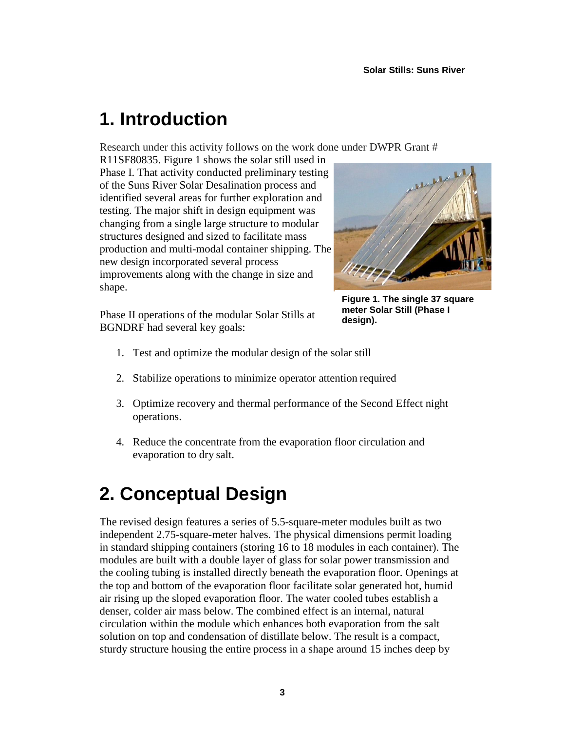# 1. Introduction

Research under this activity follows on the work done under DWPR Grant # R11SF80835. Figure 1 shows the solar still used in Phase I. That activity conducted preliminary testing of the Suns River Solar Desalination process and identified several areas for further exploration and testing. The major shift in design equipment was changing from a single large structure to modular structures designed and sized to facilitate mass production and multi-modal container shipping. The new design incorporated several process improvements along with the change in size and shape.

**Figure 1. The single 37 square meter Solar Still (Phase I design).**

Phase II operations of the modular Solar Stills at BGNDRF had several key goals:

1. Test and optimize the modular design of the solar still
2. Stabilize operations to minimize operator attention required
3. Optimize recovery and thermal performance of the Second Effect night operations.
4. Reduce the concentrate from the evaporation floor circulation and evaporation to dry salt.

# 2. Conceptual Design

The revised design features a series of 5.5-square-meter modules built as two independent 2.75-square-meter halves. The physical dimensions permit loading in standard shipping containers (storing 16 to 18 modules in each container). The modules are built with a double layer of glass for solar power transmission and the cooling tubing is installed directly beneath the evaporation floor. Openings at the top and bottom of the evaporation floor facilitate solar generated hot, humid air rising up the sloped evaporation floor. The water cooled tubes establish a denser, colder air mass below. The combined effect is an internal, natural circulation within the module which enhances both evaporation from the salt solution on top and condensation of distillate below. The result is a compact, sturdy structure housing the entire process in a shape around 15 inches deep by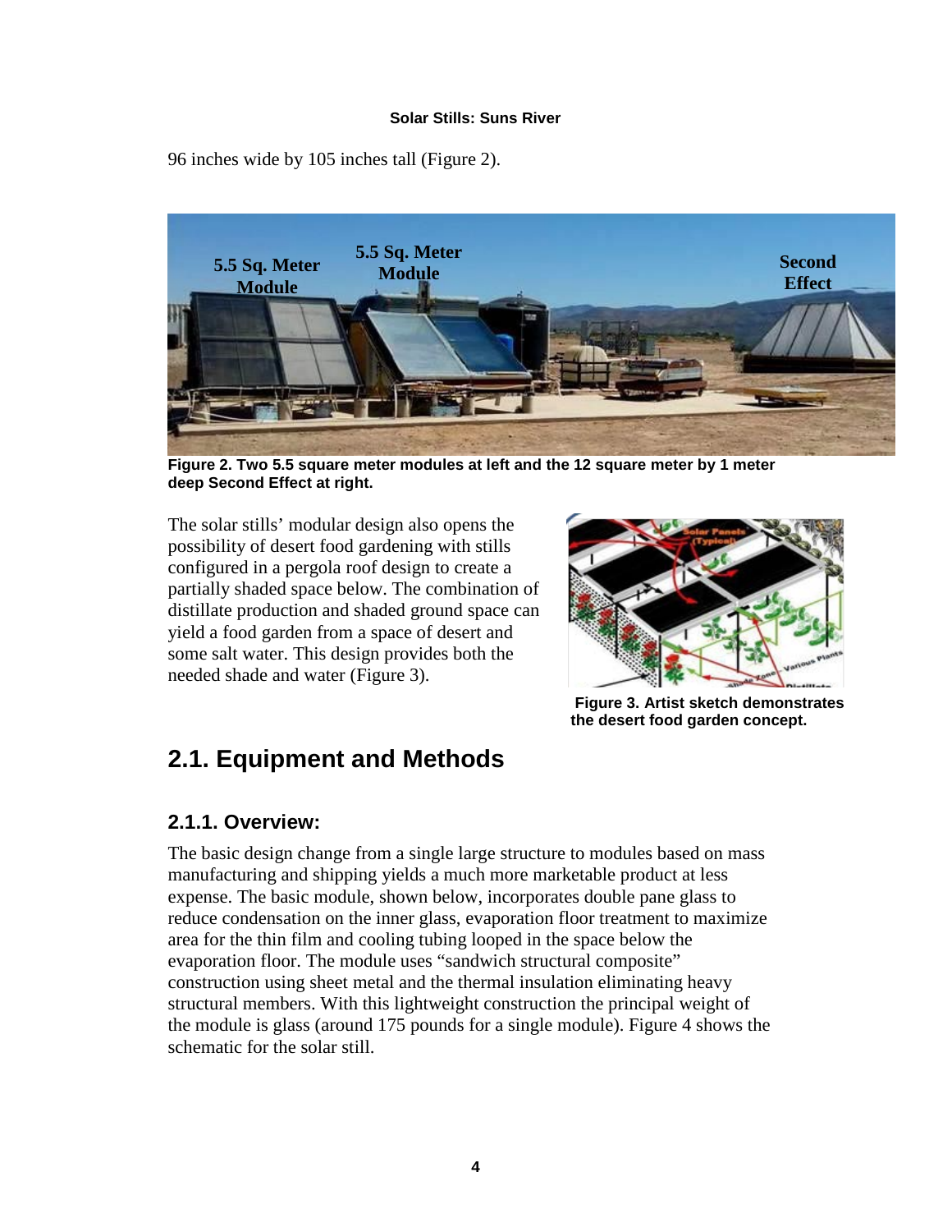96 inches wide by 105 inches tall (Figure 2).

**Figure 2. Two 5.5 square meter modules at left and the 12 square meter by 1 meter deep Second Effect at right.**

The solar stills' modular design also opens the possibility of desert food gardening with stills configured in a pergola roof design to create a partially shaded space below. The combination of distillate production and shaded ground space can yield a food garden from a space of desert and some salt water. This design provides both the needed shade and water (Figure 3).

**Figure 3. Artist sketch demonstrates the desert food garden concept.**

## 2.1. Equipment and Methods

### 2.1.1. Overview:

The basic design change from a single large structure to modules based on mass manufacturing and shipping yields a much more marketable product at less expense. The basic module, shown below, incorporates double pane glass to reduce condensation on the inner glass, evaporation floor treatment to maximize area for the thin film and cooling tubing looped in the space below the evaporation floor. The module uses "sandwich structural composite" construction using sheet metal and the thermal insulation eliminating heavy structural members. With this lightweight construction the principal weight of the module is glass (around 175 pounds for a single module). Figure 4 shows the schematic for the solar still.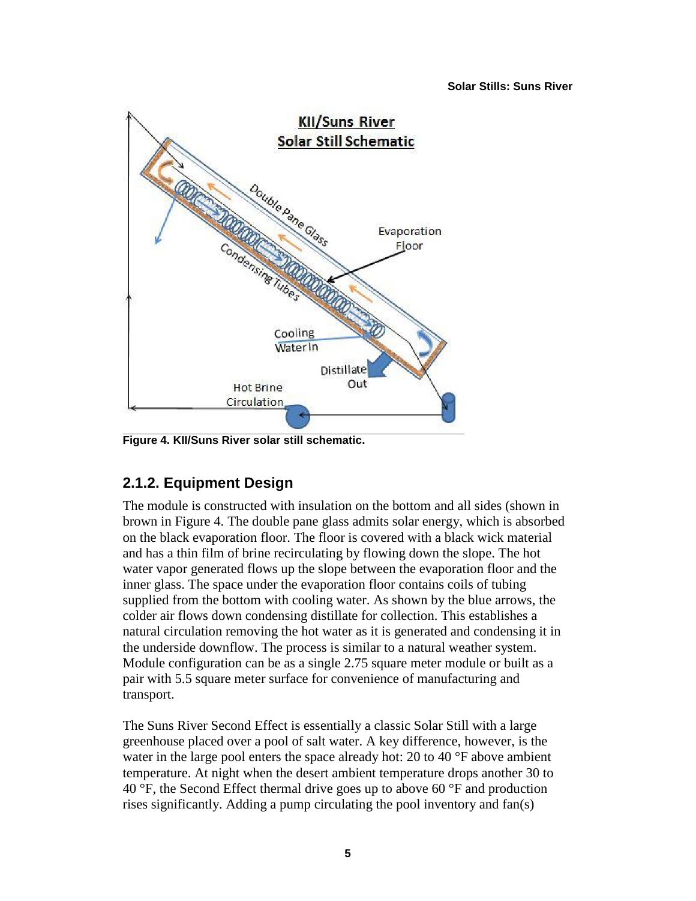Figure 4. KII/Suns River solar still schematic.

## 2.1.2. Equipment Design

The module is constructed with insulation on the bottom and all sides (shown in brown in Figure 4. The double pane glass admits solar energy, which is absorbed on the black evaporation floor. The floor is covered with a black wick material and has a thin film of brine recirculating by flowing down the slope. The hot water vapor generated flows up the slope between the evaporation floor and the inner glass. The space under the evaporation floor contains coils of tubing supplied from the bottom with cooling water. As shown by the blue arrows, the colder air flows down condensing distillate for collection. This establishes a natural circulation removing the hot water as it is generated and condensing it in the underside downflow. The process is similar to a natural weather system. Module configuration can be as a single 2.75 square meter module or built as a pair with 5.5 square meter surface for convenience of manufacturing and transport.

The Suns River Second Effect is essentially a classic Solar Still with a large greenhouse placed over a pool of salt water. A key difference, however, is the water in the large pool enters the space already hot: 20 to 40 °F above ambient temperature. At night when the desert ambient temperature drops another 30 to 40 °F, the Second Effect thermal drive goes up to above 60 °F and production rises significantly. Adding a pump circulating the pool inventory and fan(s)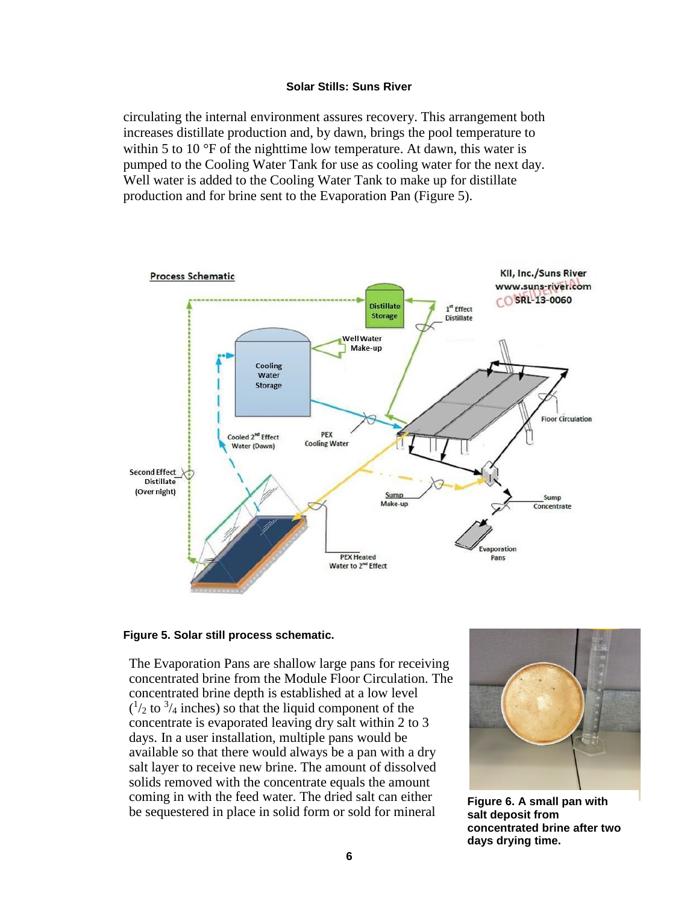circulating the internal environment assures recovery. This arrangement both increases distillate production and, by dawn, brings the pool temperature to within 5 to 10 °F of the nighttime low temperature. At dawn, this water is pumped to the Cooling Water Tank for use as cooling water for the next day. Well water is added to the Cooling Water Tank to make up for distillate production and for brine sent to the Evaporation Pan (Figure 5).

**Figure 5. Solar still process schematic.**

The Evaporation Pans are shallow large pans for receiving concentrated brine from the Module Floor Circulation. The concentrated brine depth is established at a low level ($^1/_2$ to $^3/_4$ inches) so that the liquid component of the concentrate is evaporated leaving dry salt within 2 to 3 days. In a user installation, multiple pans would be available so that there would always be a pan with a dry salt layer to receive new brine. The amount of dissolved solids removed with the concentrate equals the amount coming in with the feed water. The dried salt can either be sequestered in place in solid form or sold for mineral

**Figure 6. A small pan with salt deposit from concentrated brine after two days drying time.**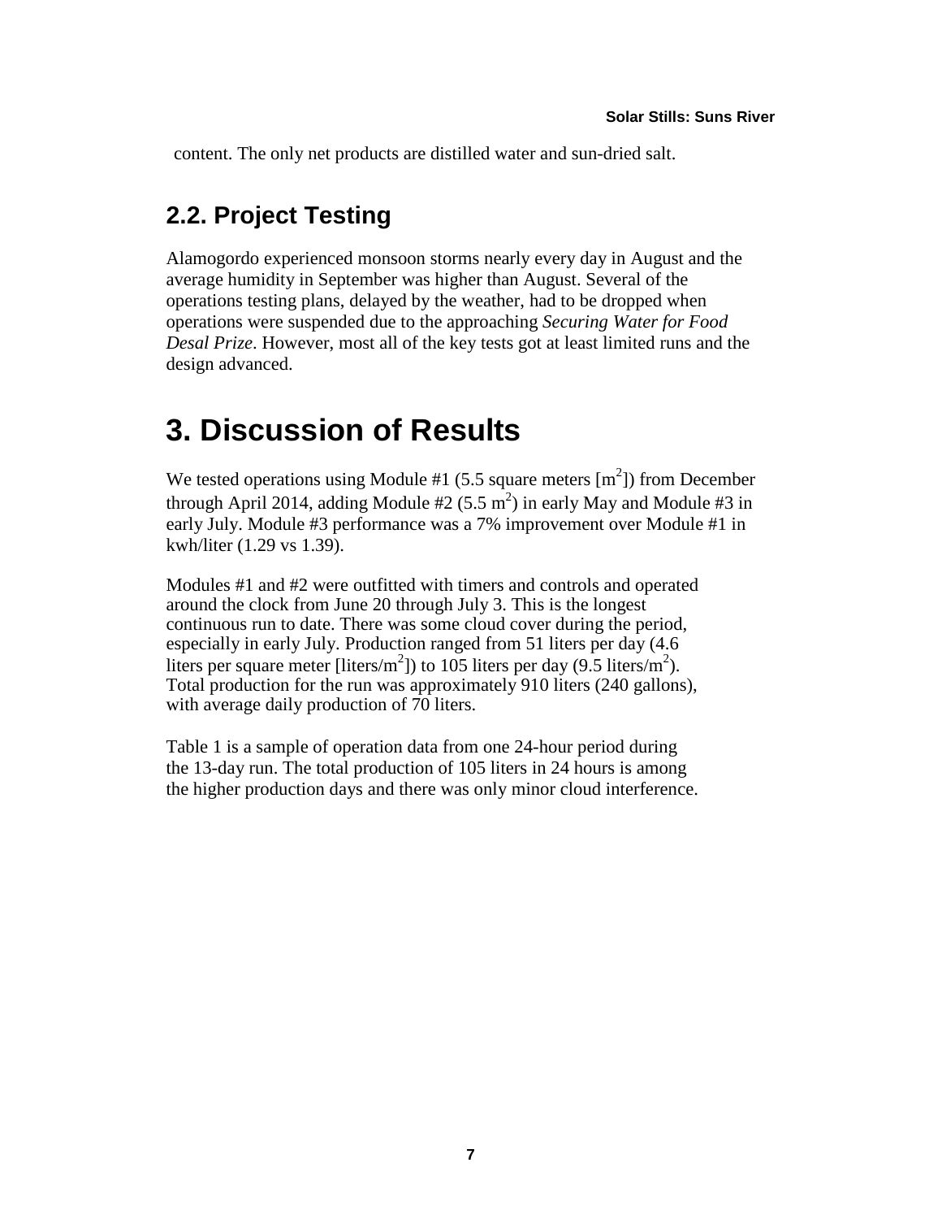content. The only net products are distilled water and sun-dried salt.

## 2.2. Project Testing

Alamogordo experienced monsoon storms nearly every day in August and the average humidity in September was higher than August. Several of the operations testing plans, delayed by the weather, had to be dropped when operations were suspended due to the approaching *Securing Water for Food Desal Prize*. However, most all of the key tests got at least limited runs and the design advanced.

# 3. Discussion of Results

We tested operations using Module #1 (5.5 square meters [$m^2$]) from December through April 2014, adding Module #2 (5.5 $m^2$) in early May and Module #3 in early July. Module #3 performance was a 7% improvement over Module #1 in kwh/liter (1.29 vs 1.39).

Modules #1 and #2 were outfitted with timers and controls and operated around the clock from June 20 through July 3. This is the longest continuous run to date. There was some cloud cover during the period, especially in early July. Production ranged from 51 liters per day (4.6 liters per square meter [liters/$m^2$]) to 105 liters per day (9.5 liters/$m^2$). Total production for the run was approximately 910 liters (240 gallons), with average daily production of 70 liters.

Table 1 is a sample of operation data from one 24-hour period during the 13-day run. The total production of 105 liters in 24 hours is among the higher production days and there was only minor cloud interference.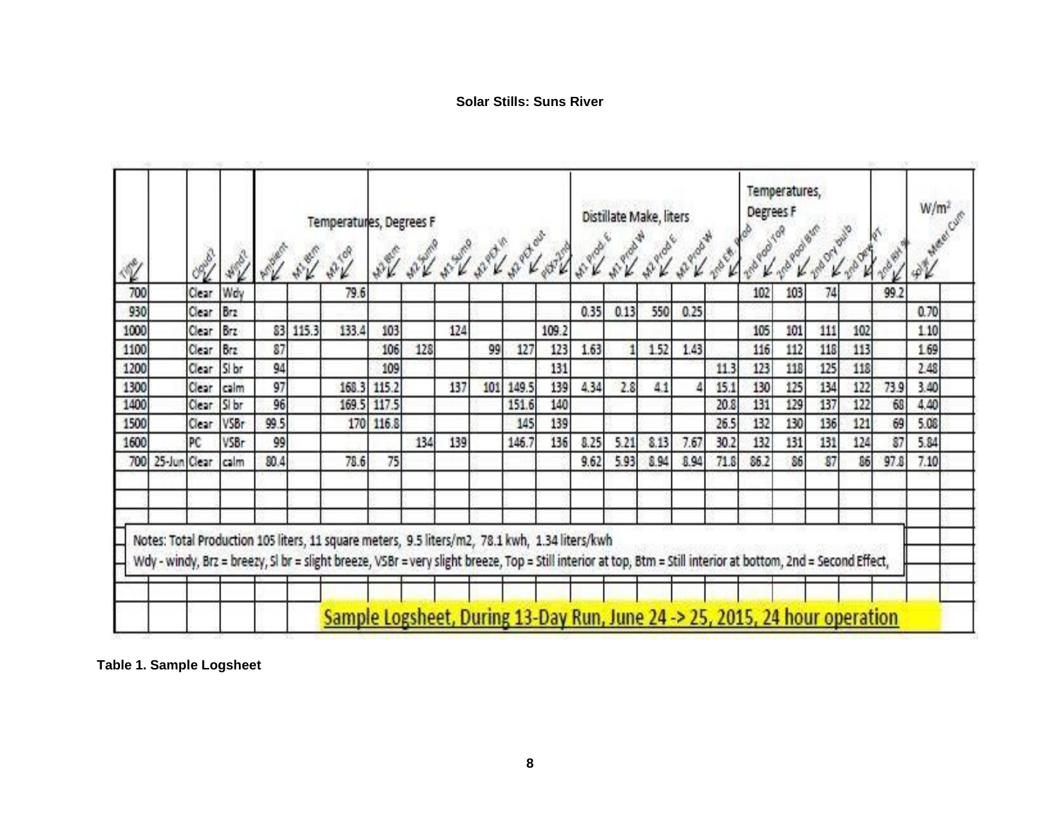**Solar Stills: Suns River**

| Time | | Cloud? | Wind? | Temperatures, Degrees F | | | | | | | | | Distillate Make, liters | | | | | Temperatures, Degrees F | | | | | W/m² |
|---|---|---|---|---|---|---|---|---|---|---|---|---|---|---|---|---|---|---|---|---|---|---|---|
| | | | | Ambient | M1 Btm | M1 Top | M2 Btm | M2 Sump | M1 Sump | M2 PEX in | M2 PEX out | PEX>2nd | M1 Prod E | M1 Prod W | M2 Prod E | M2 Prod W | 2nd Eff. Prod | 2nd Pool Top | 2nd Pool Btm | 2nd Dry bulb | 2nd Dew PT | 2nd RH % | Solar Meter Cum |
| 700 | | Clear | Wdy | | | 79.6 | | | | | | | | | | | | 102 | 103 | 74 | | 99.2 | |
| 930 | | Clear | Brz | | | | | | | | | | 0.35 | 0.13 | 550 | 0.25 | | | | | | | 0.70 |
| 1000 | | Clear | Brz | 83 | 115.3 | 133.4 | 103 | | 124 | | | 109.2 | | | | | | 105 | 101 | 111 | 102 | | 1.10 |
| 1100 | | Clear | Brz | 87 | | | 106 | 128 | | 99 | 127 | 123 | 1.63 | 1 | 1.52 | 1.43 | | 116 | 112 | 118 | 113 | | 1.69 |
| 1200 | | Clear | Sl br | 94 | | | 109 | | | | | 131 | | | | | 11.3 | 123 | 118 | 125 | 118 | | 2.48 |
| 1300 | | Clear | calm | 97 | | 168.3 | 115.2 | | 137 | 101 | 149.5 | 139 | 4.34 | 2.8 | 4.1 | 4 | 15.1 | 130 | 125 | 134 | 122 | 73.9 | 3.40 |
| 1400 | | Clear | Sl br | 96 | | 169.5 | 117.5 | | | | 151.6 | 140 | | | | | 20.8 | 131 | 129 | 137 | 122 | 68 | 4.40 |
| 1500 | | Clear | VSBr | 99.5 | | 170 | 116.8 | | | | 145 | 139 | | | | | 26.5 | 132 | 130 | 136 | 121 | 69 | 5.08 |
| 1600 | | PC | VSBr | 99 | | | | 134 | 139 | | 146.7 | 136 | 8.25 | 5.21 | 8.13 | 7.67 | 30.2 | 132 | 131 | 131 | 124 | 87 | 5.84 |
| 700 | 25-Jun | Clear | calm | 80.4 | | 78.6 | 75 | | | | | | 9.62 | 5.93 | 8.94 | 8.94 | 71.8 | 86.2 | 86 | 87 | 86 | 97.8 | 7.10 |

Notes: Total Production 105 liters, 11 square meters, 9.5 liters/m2, 78.1 kwh, 1.34 liters/kwh

Wdy - windy, Brz = breezy, Sl br = slight breeze, VSBr = very slight breeze, Top = Still interior at top, Btm = Still interior at bottom, 2nd = Second Effect,

Sample Logsheet, During 13-Day Run, June 24 -> 25, 2015, 24 hour operation

**Table 1. Sample Logsheet**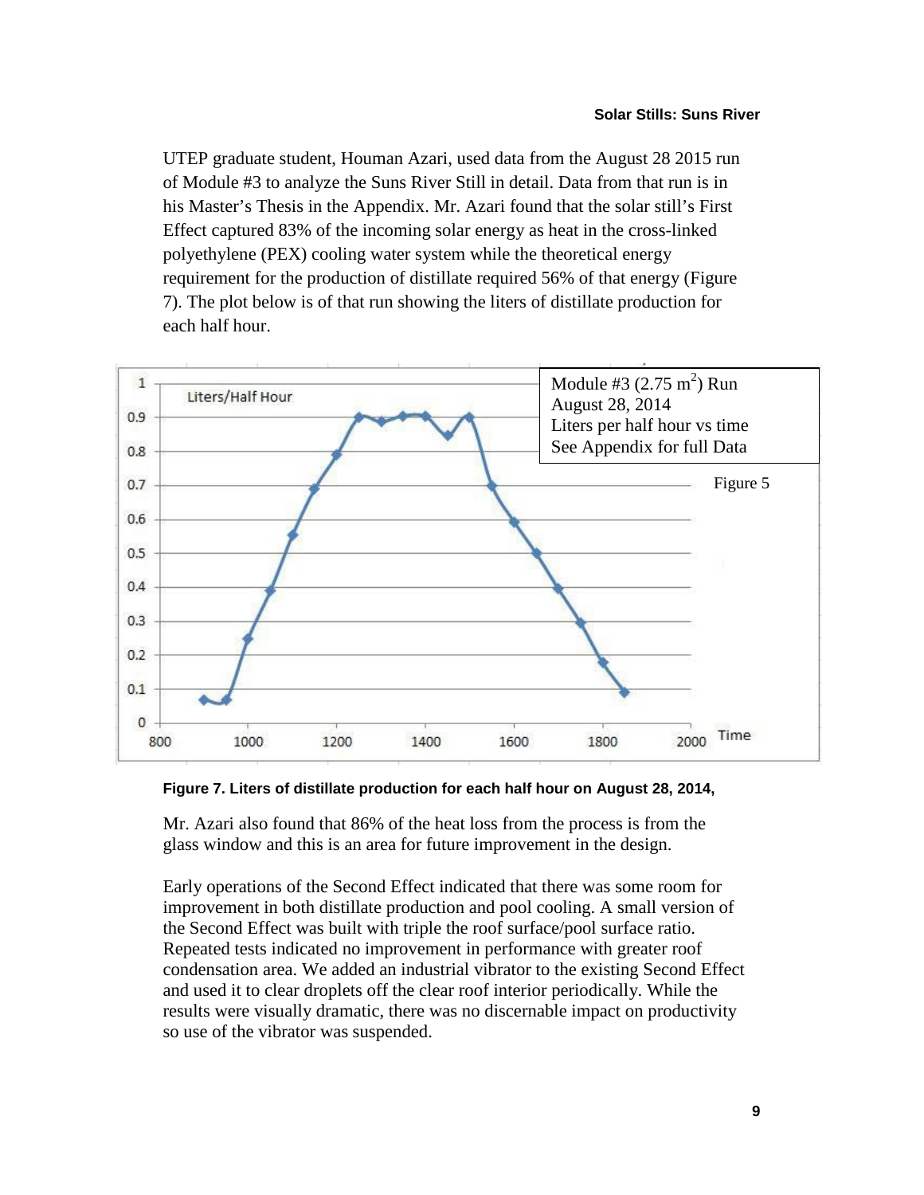UTEP graduate student, Houman Azari, used data from the August 28 2015 run of Module #3 to analyze the Suns River Still in detail. Data from that run is in his Master's Thesis in the Appendix. Mr. Azari found that the solar still's First Effect captured 83% of the incoming solar energy as heat in the cross-linked polyethylene (PEX) cooling water system while the theoretical energy requirement for the production of distillate required 56% of that energy (Figure 7). The plot below is of that run showing the liters of distillate production for each half hour.

Module #3 (2.75 $m^2$) Run
August 28, 2014
Liters per half hour vs time
See Appendix for full Data

Figure 5

**Figure 7. Liters of distillate production for each half hour on August 28, 2014,**

Mr. Azari also found that 86% of the heat loss from the process is from the glass window and this is an area for future improvement in the design.

Early operations of the Second Effect indicated that there was some room for improvement in both distillate production and pool cooling. A small version of the Second Effect was built with triple the roof surface/pool surface ratio. Repeated tests indicated no improvement in performance with greater roof condensation area. We added an industrial vibrator to the existing Second Effect and used it to clear droplets off the clear roof interior periodically. While the results were visually dramatic, there was no discernable impact on productivity so use of the vibrator was suspended.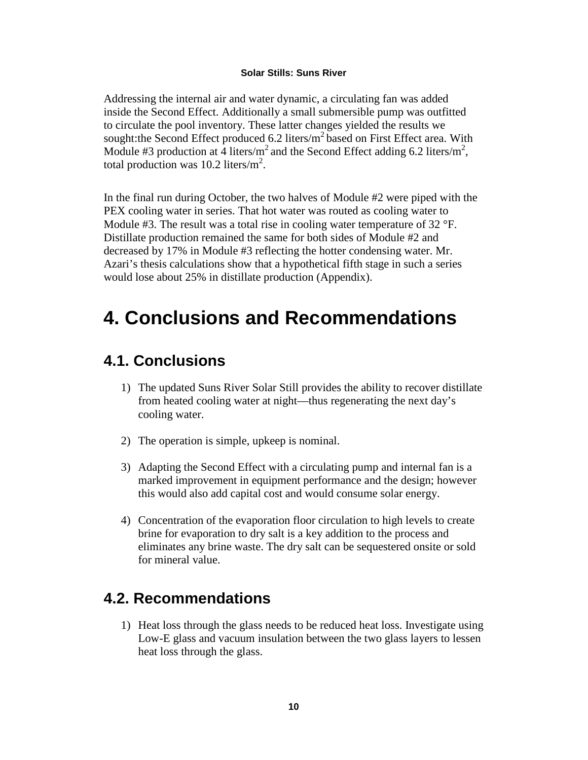Addressing the internal air and water dynamic, a circulating fan was added inside the Second Effect. Additionally a small submersible pump was outfitted to circulate the pool inventory. These latter changes yielded the results we sought:the Second Effect produced 6.2 liters/$m^2$ based on First Effect area. With Module #3 production at 4 liters/$m^2$ and the Second Effect adding 6.2 liters/$m^2$, total production was 10.2 liters/$m^2$.

In the final run during October, the two halves of Module #2 were piped with the PEX cooling water in series. That hot water was routed as cooling water to Module #3. The result was a total rise in cooling water temperature of 32 °F. Distillate production remained the same for both sides of Module #2 and decreased by 17% in Module #3 reflecting the hotter condensing water. Mr. Azari's thesis calculations show that a hypothetical fifth stage in such a series would lose about 25% in distillate production (Appendix).

# 4. Conclusions and Recommendations

## 4.1. Conclusions

1) The updated Suns River Solar Still provides the ability to recover distillate from heated cooling water at night—thus regenerating the next day's cooling water.

2) The operation is simple, upkeep is nominal.

3) Adapting the Second Effect with a circulating pump and internal fan is a marked improvement in equipment performance and the design; however this would also add capital cost and would consume solar energy.

4) Concentration of the evaporation floor circulation to high levels to create brine for evaporation to dry salt is a key addition to the process and eliminates any brine waste. The dry salt can be sequestered onsite or sold for mineral value.

## 4.2. Recommendations

1) Heat loss through the glass needs to be reduced heat loss. Investigate using Low-E glass and vacuum insulation between the two glass layers to lessen heat loss through the glass.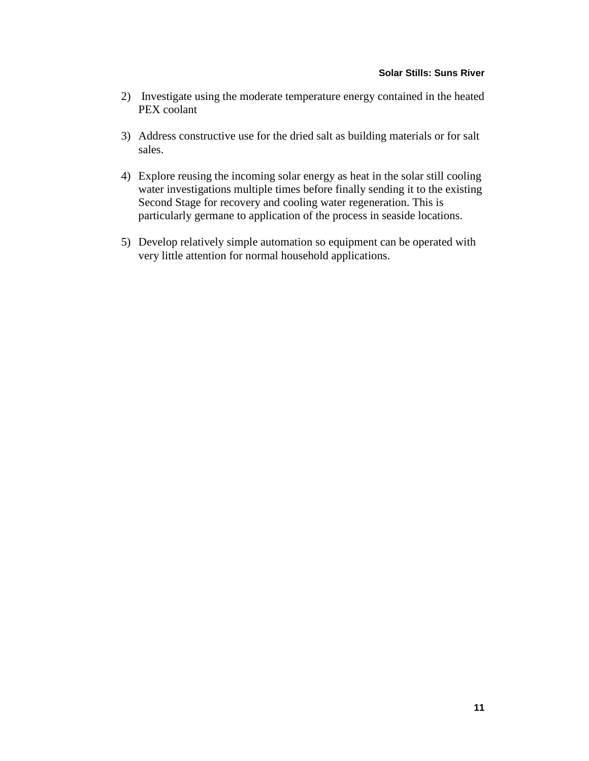2) Investigate using the moderate temperature energy contained in the heated PEX coolant

3) Address constructive use for the dried salt as building materials or for salt sales.

4) Explore reusing the incoming solar energy as heat in the solar still cooling water investigations multiple times before finally sending it to the existing Second Stage for recovery and cooling water regeneration. This is particularly germane to application of the process in seaside locations.

5) Develop relatively simple automation so equipment can be operated with very little attention for normal household applications.